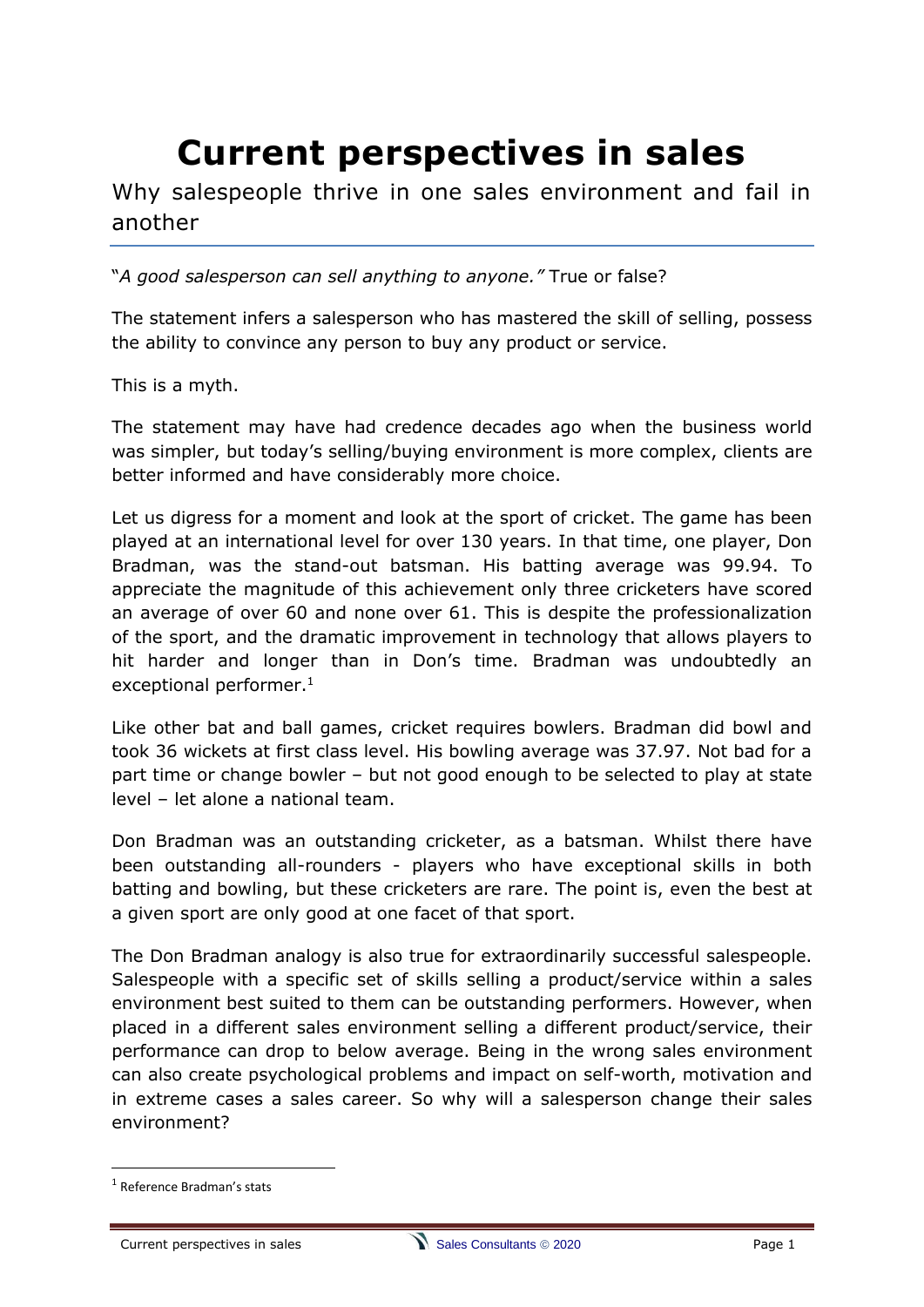# Current perspectives in sales

Why salespeople thrive in one sales environment and fail in another

"*A good salesperson can sell anything to anyone."* True or false?

The statement infers a salesperson who has mastered the skill of selling, possess the ability to convince any person to buy any product or service.

This is a myth.

The statement may have had credence decades ago when the business world was simpler, but today's selling/buying environment is more complex, clients are better informed and have considerably more choice.

Let us digress for a moment and look at the sport of cricket. The game has been played at an international level for over 130 years. In that time, one player, Don Bradman, was the stand-out batsman. His batting average was 99.94. To appreciate the magnitude of this achievement only three cricketers have scored an average of over 60 and none over 61. This is despite the professionalization of the sport, and the dramatic improvement in technology that allows players to hit harder and longer than in Don's time. Bradman was undoubtedly an exceptional performer.[1]

Like other bat and ball games, cricket requires bowlers. Bradman did bowl and took 36 wickets at first class level. His bowling average was 37.97. Not bad for a part time or change bowler – but not good enough to be selected to play at state level – let alone a national team.

Don Bradman was an outstanding cricketer, as a batsman. Whilst there have been outstanding all-rounders - players who have exceptional skills in both batting and bowling, but these cricketers are rare. The point is, even the best at a given sport are only good at one facet of that sport.

The Don Bradman analogy is also true for extraordinarily successful salespeople. Salespeople with a specific set of skills selling a product/service within a sales environment best suited to them can be outstanding performers. However, when placed in a different sales environment selling a different product/service, their performance can drop to below average. Being in the wrong sales environment can also create psychological problems and impact on self-worth, motivation and in extreme cases a sales career. So why will a salesperson change their sales environment?

[1] Reference Bradman's stats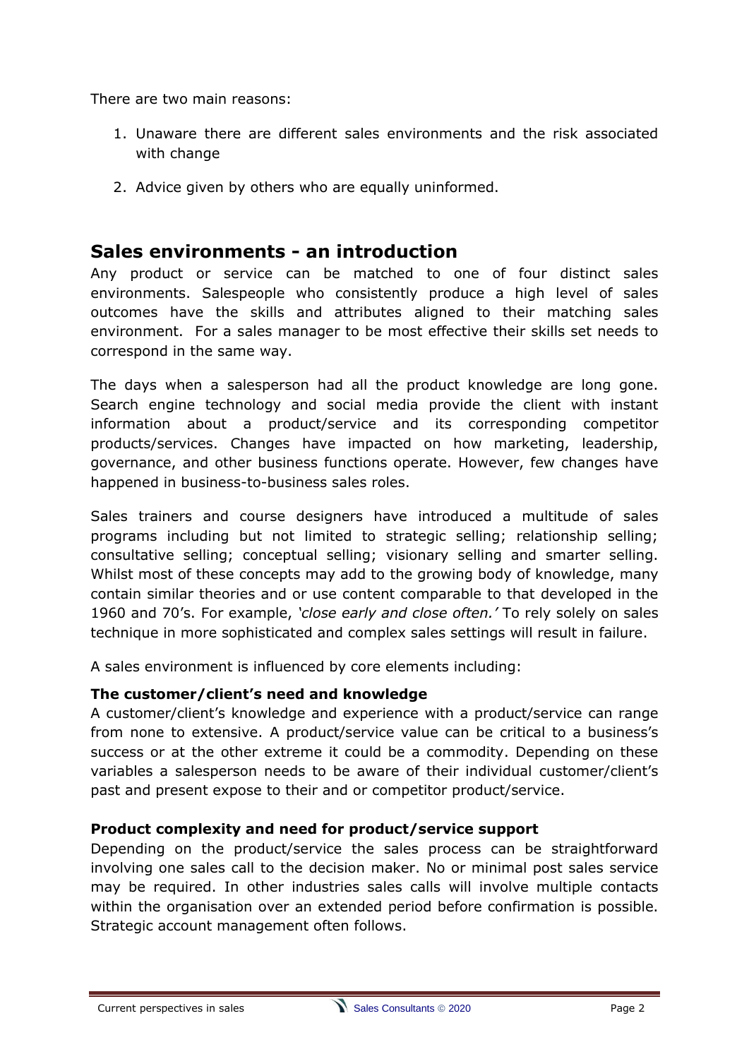There are two main reasons:

1. Unaware there are different sales environments and the risk associated with change
2. Advice given by others who are equally uninformed.

## Sales environments - an introduction

Any product or service can be matched to one of four distinct sales environments. Salespeople who consistently produce a high level of sales outcomes have the skills and attributes aligned to their matching sales environment. For a sales manager to be most effective their skills set needs to correspond in the same way.

The days when a salesperson had all the product knowledge are long gone. Search engine technology and social media provide the client with instant information about a product/service and its corresponding competitor products/services. Changes have impacted on how marketing, leadership, governance, and other business functions operate. However, few changes have happened in business-to-business sales roles.

Sales trainers and course designers have introduced a multitude of sales programs including but not limited to strategic selling; relationship selling; consultative selling; conceptual selling; visionary selling and smarter selling. Whilst most of these concepts may add to the growing body of knowledge, many contain similar theories and or use content comparable to that developed in the 1960 and 70's. For example, *'close early and close often.'* To rely solely on sales technique in more sophisticated and complex sales settings will result in failure.

A sales environment is influenced by core elements including:

**The customer/client's need and knowledge**

A customer/client's knowledge and experience with a product/service can range from none to extensive. A product/service value can be critical to a business's success or at the other extreme it could be a commodity. Depending on these variables a salesperson needs to be aware of their individual customer/client's past and present expose to their and or competitor product/service.

**Product complexity and need for product/service support**

Depending on the product/service the sales process can be straightforward involving one sales call to the decision maker. No or minimal post sales service may be required. In other industries sales calls will involve multiple contacts within the organisation over an extended period before confirmation is possible. Strategic account management often follows.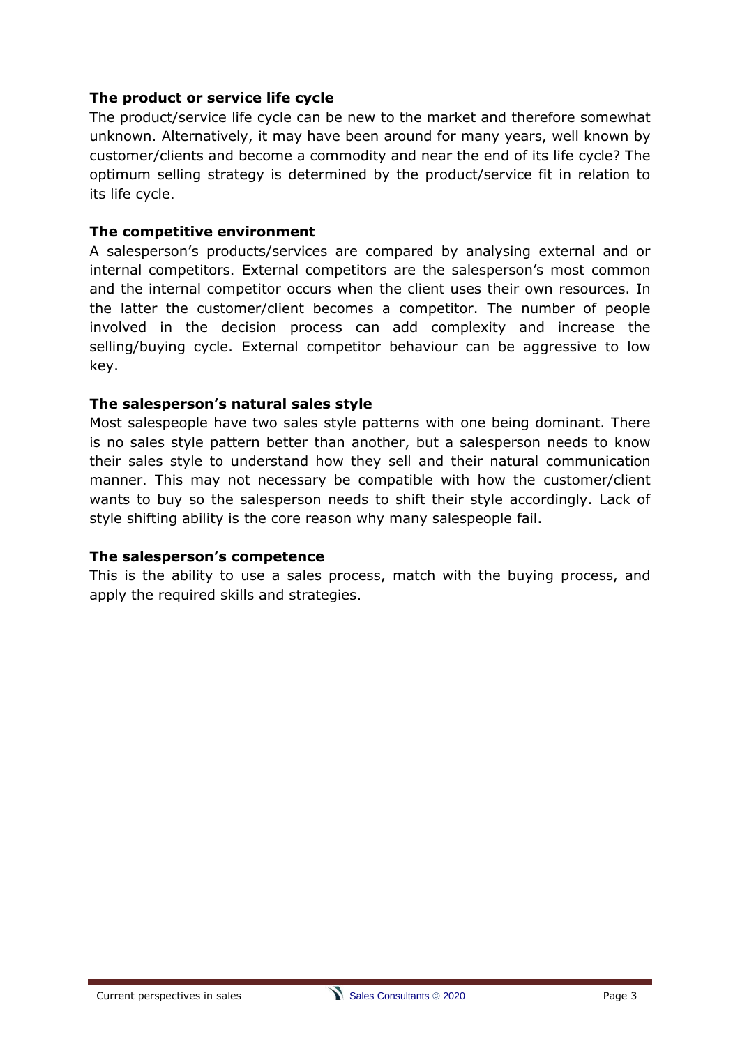**The product or service life cycle**

The product/service life cycle can be new to the market and therefore somewhat unknown. Alternatively, it may have been around for many years, well known by customer/clients and become a commodity and near the end of its life cycle? The optimum selling strategy is determined by the product/service fit in relation to its life cycle.

**The competitive environment**

A salesperson's products/services are compared by analysing external and or internal competitors. External competitors are the salesperson's most common and the internal competitor occurs when the client uses their own resources. In the latter the customer/client becomes a competitor. The number of people involved in the decision process can add complexity and increase the selling/buying cycle. External competitor behaviour can be aggressive to low key.

**The salesperson's natural sales style**

Most salespeople have two sales style patterns with one being dominant. There is no sales style pattern better than another, but a salesperson needs to know their sales style to understand how they sell and their natural communication manner. This may not necessary be compatible with how the customer/client wants to buy so the salesperson needs to shift their style accordingly. Lack of style shifting ability is the core reason why many salespeople fail.

**The salesperson's competence**

This is the ability to use a sales process, match with the buying process, and apply the required skills and strategies.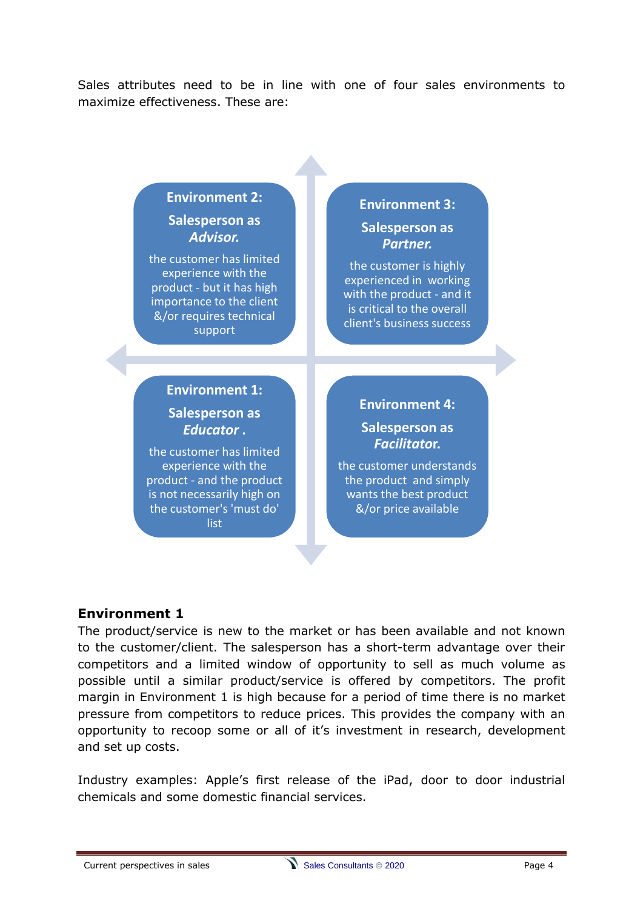Sales attributes need to be in line with one of four sales environments to maximize effectiveness. These are:

**Environment 2:**

**Salesperson as *Advisor.***

the customer has limited experience with the product - but it has high importance to the client &/or requires technical support

**Environment 3:**

**Salesperson as *Partner.***

the customer is highly experienced in working with the product - and it is critical to the overall client's business success

**Environment 1:**

**Salesperson as *Educator* .**

the customer has limited experience with the product - and the product is not necessarily high on the customer's 'must do' list

**Environment 4:**

**Salesperson as *Facilitator.***

the customer understands the product and simply wants the best product &/or price available

## Environment 1

The product/service is new to the market or has been available and not known to the customer/client. The salesperson has a short-term advantage over their competitors and a limited window of opportunity to sell as much volume as possible until a similar product/service is offered by competitors. The profit margin in Environment 1 is high because for a period of time there is no market pressure from competitors to reduce prices. This provides the company with an opportunity to recoop some or all of it's investment in research, development and set up costs.

Industry examples: Apple's first release of the iPad, door to door industrial chemicals and some domestic financial services.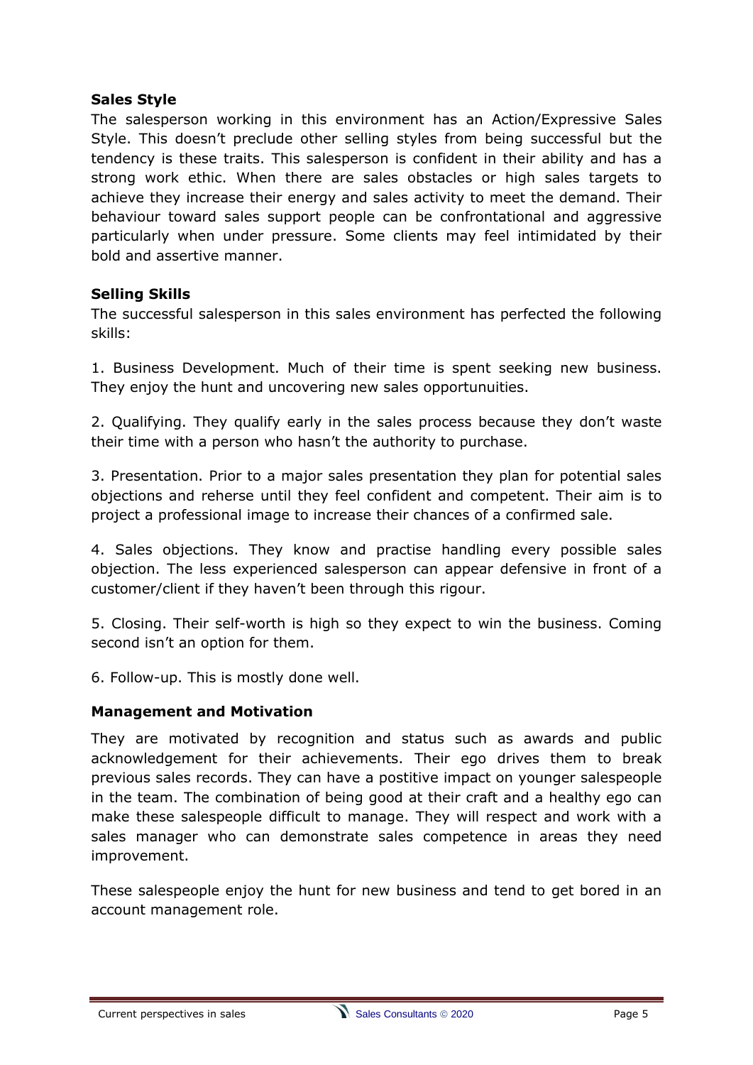**Sales Style**

The salesperson working in this environment has an Action/Expressive Sales Style. This doesn't preclude other selling styles from being successful but the tendency is these traits. This salesperson is confident in their ability and has a strong work ethic. When there are sales obstacles or high sales targets to achieve they increase their energy and sales activity to meet the demand. Their behaviour toward sales support people can be confrontational and aggressive particularly when under pressure. Some clients may feel intimidated by their bold and assertive manner.

**Selling Skills**

The successful salesperson in this sales environment has perfected the following skills:

1. Business Development. Much of their time is spent seeking new business. They enjoy the hunt and uncovering new sales opportunuities.

2. Qualifying. They qualify early in the sales process because they don't waste their time with a person who hasn't the authority to purchase.

3. Presentation. Prior to a major sales presentation they plan for potential sales objections and reherse until they feel confident and competent. Their aim is to project a professional image to increase their chances of a confirmed sale.

4. Sales objections. They know and practise handling every possible sales objection. The less experienced salesperson can appear defensive in front of a customer/client if they haven't been through this rigour.

5. Closing. Their self-worth is high so they expect to win the business. Coming second isn't an option for them.

6. Follow-up. This is mostly done well.

**Management and Motivation**

They are motivated by recognition and status such as awards and public acknowledgement for their achievements. Their ego drives them to break previous sales records. They can have a postitive impact on younger salespeople in the team. The combination of being good at their craft and a healthy ego can make these salespeople difficult to manage. They will respect and work with a sales manager who can demonstrate sales competence in areas they need improvement.

These salespeople enjoy the hunt for new business and tend to get bored in an account management role.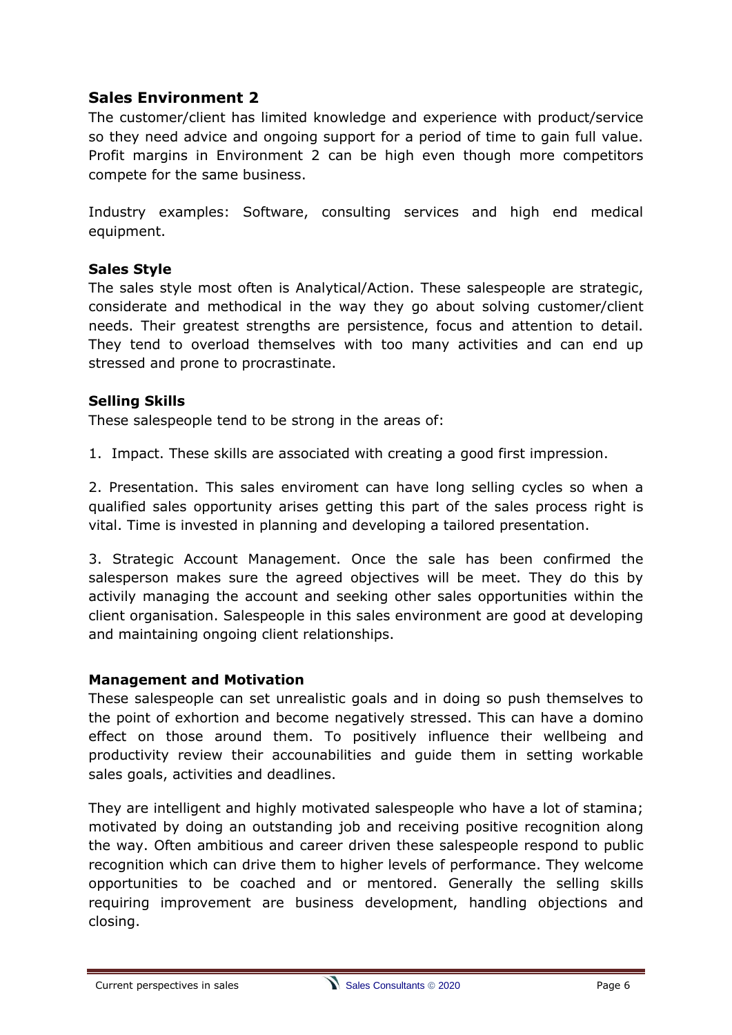## Sales Environment 2

The customer/client has limited knowledge and experience with product/service so they need advice and ongoing support for a period of time to gain full value. Profit margins in Environment 2 can be high even though more competitors compete for the same business.

Industry examples: Software, consulting services and high end medical equipment.

### Sales Style

The sales style most often is Analytical/Action. These salespeople are strategic, considerate and methodical in the way they go about solving customer/client needs. Their greatest strengths are persistence, focus and attention to detail. They tend to overload themselves with too many activities and can end up stressed and prone to procrastinate.

### Selling Skills

These salespeople tend to be strong in the areas of:

1. Impact. These skills are associated with creating a good first impression.

2. Presentation. This sales enviroment can have long selling cycles so when a qualified sales opportunity arises getting this part of the sales process right is vital. Time is invested in planning and developing a tailored presentation.

3. Strategic Account Management. Once the sale has been confirmed the salesperson makes sure the agreed objectives will be meet. They do this by activily managing the account and seeking other sales opportunities within the client organisation. Salespeople in this sales environment are good at developing and maintaining ongoing client relationships.

### Management and Motivation

These salespeople can set unrealistic goals and in doing so push themselves to the point of exhortion and become negatively stressed. This can have a domino effect on those around them. To positively influence their wellbeing and productivity review their accounabilities and guide them in setting workable sales goals, activities and deadlines.

They are intelligent and highly motivated salespeople who have a lot of stamina; motivated by doing an outstanding job and receiving positive recognition along the way. Often ambitious and career driven these salespeople respond to public recognition which can drive them to higher levels of performance. They welcome opportunities to be coached and or mentored. Generally the selling skills requiring improvement are business development, handling objections and closing.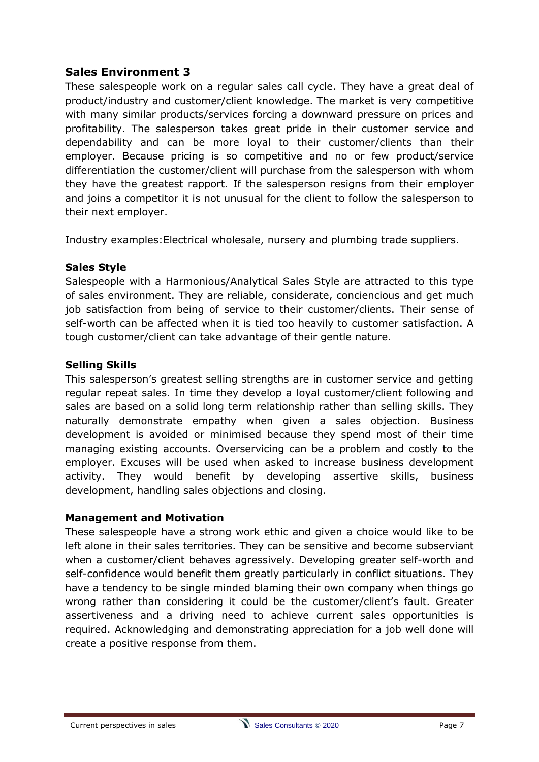## Sales Environment 3

These salespeople work on a regular sales call cycle. They have a great deal of product/industry and customer/client knowledge. The market is very competitive with many similar products/services forcing a downward pressure on prices and profitability. The salesperson takes great pride in their customer service and dependability and can be more loyal to their customer/clients than their employer. Because pricing is so competitive and no or few product/service differentiation the customer/client will purchase from the salesperson with whom they have the greatest rapport. If the salesperson resigns from their employer and joins a competitor it is not unusual for the client to follow the salesperson to their next employer.

Industry examples: Electrical wholesale, nursery and plumbing trade suppliers.

### Sales Style

Salespeople with a Harmonious/Analytical Sales Style are attracted to this type of sales environment. They are reliable, considerate, conciencious and get much job satisfaction from being of service to their customer/clients. Their sense of self-worth can be affected when it is tied too heavily to customer satisfaction. A tough customer/client can take advantage of their gentle nature.

### Selling Skills

This salesperson's greatest selling strengths are in customer service and getting regular repeat sales. In time they develop a loyal customer/client following and sales are based on a solid long term relationship rather than selling skills. They naturally demonstrate empathy when given a sales objection. Business development is avoided or minimised because they spend most of their time managing existing accounts. Overservicing can be a problem and costly to the employer. Excuses will be used when asked to increase business development activity. They would benefit by developing assertive skills, business development, handling sales objections and closing.

### Management and Motivation

These salespeople have a strong work ethic and given a choice would like to be left alone in their sales territories. They can be sensitive and become subserviant when a customer/client behaves agressively. Developing greater self-worth and self-confidence would benefit them greatly particularly in conflict situations. They have a tendency to be single minded blaming their own company when things go wrong rather than considering it could be the customer/client's fault. Greater assertiveness and a driving need to achieve current sales opportunities is required. Acknowledging and demonstrating appreciation for a job well done will create a positive response from them.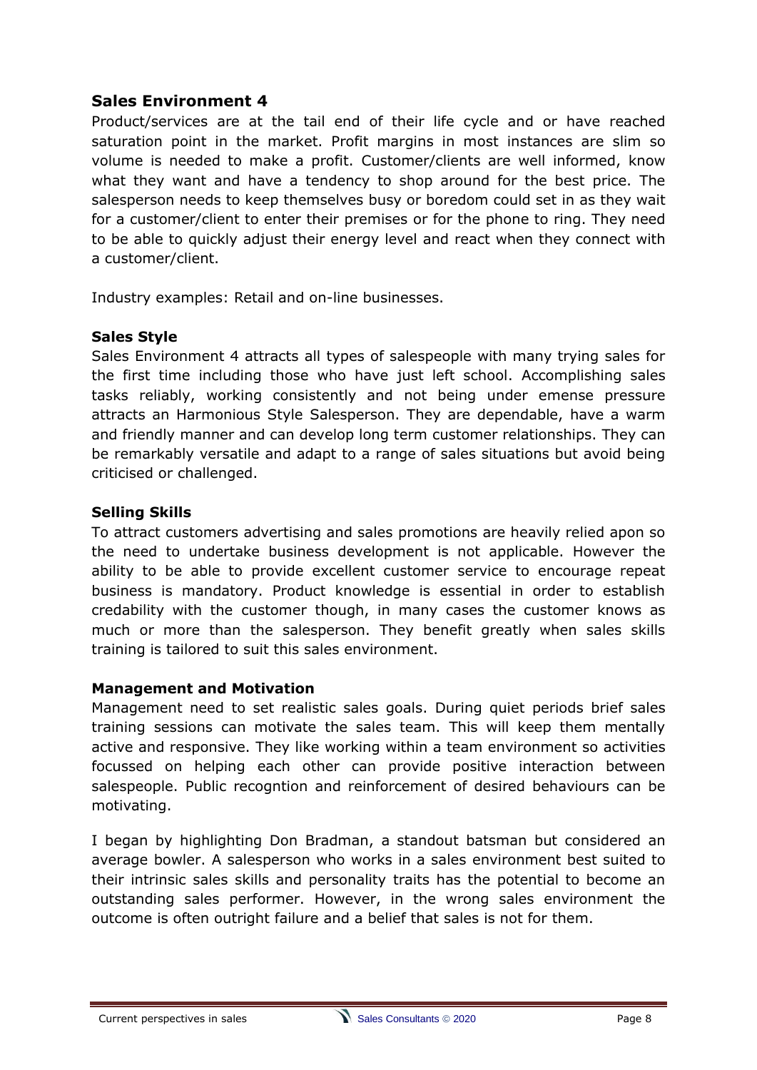## Sales Environment 4

Product/services are at the tail end of their life cycle and or have reached saturation point in the market. Profit margins in most instances are slim so volume is needed to make a profit. Customer/clients are well informed, know what they want and have a tendency to shop around for the best price. The salesperson needs to keep themselves busy or boredom could set in as they wait for a customer/client to enter their premises or for the phone to ring. They need to be able to quickly adjust their energy level and react when they connect with a customer/client.

Industry examples: Retail and on-line businesses.

### Sales Style

Sales Environment 4 attracts all types of salespeople with many trying sales for the first time including those who have just left school. Accomplishing sales tasks reliably, working consistently and not being under emense pressure attracts an Harmonious Style Salesperson. They are dependable, have a warm and friendly manner and can develop long term customer relationships. They can be remarkably versatile and adapt to a range of sales situations but avoid being criticised or challenged.

### Selling Skills

To attract customers advertising and sales promotions are heavily relied apon so the need to undertake business development is not applicable. However the ability to be able to provide excellent customer service to encourage repeat business is mandatory. Product knowledge is essential in order to establish credability with the customer though, in many cases the customer knows as much or more than the salesperson. They benefit greatly when sales skills training is tailored to suit this sales environment.

### Management and Motivation

Management need to set realistic sales goals. During quiet periods brief sales training sessions can motivate the sales team. This will keep them mentally active and responsive. They like working within a team environment so activities focussed on helping each other can provide positive interaction between salespeople. Public recogntion and reinforcement of desired behaviours can be motivating.

I began by highlighting Don Bradman, a standout batsman but considered an average bowler. A salesperson who works in a sales environment best suited to their intrinsic sales skills and personality traits has the potential to become an outstanding sales performer. However, in the wrong sales environment the outcome is often outright failure and a belief that sales is not for them.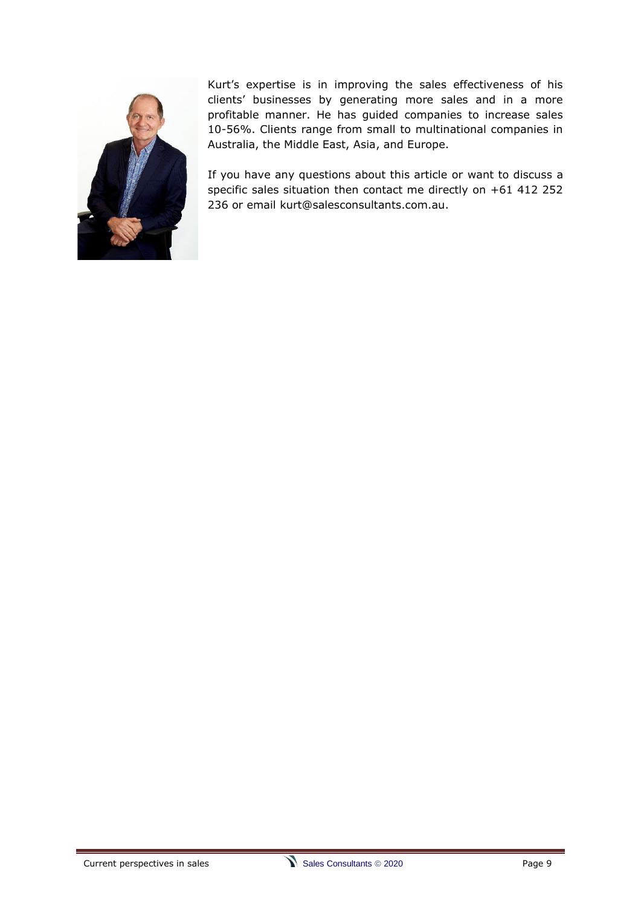Kurt's expertise is in improving the sales effectiveness of his clients' businesses by generating more sales and in a more profitable manner. He has guided companies to increase sales 10-56%. Clients range from small to multinational companies in Australia, the Middle East, Asia, and Europe.

If you have any questions about this article or want to discuss a specific sales situation then contact me directly on +61 412 252 236 or email kurt@salesconsultants.com.au.